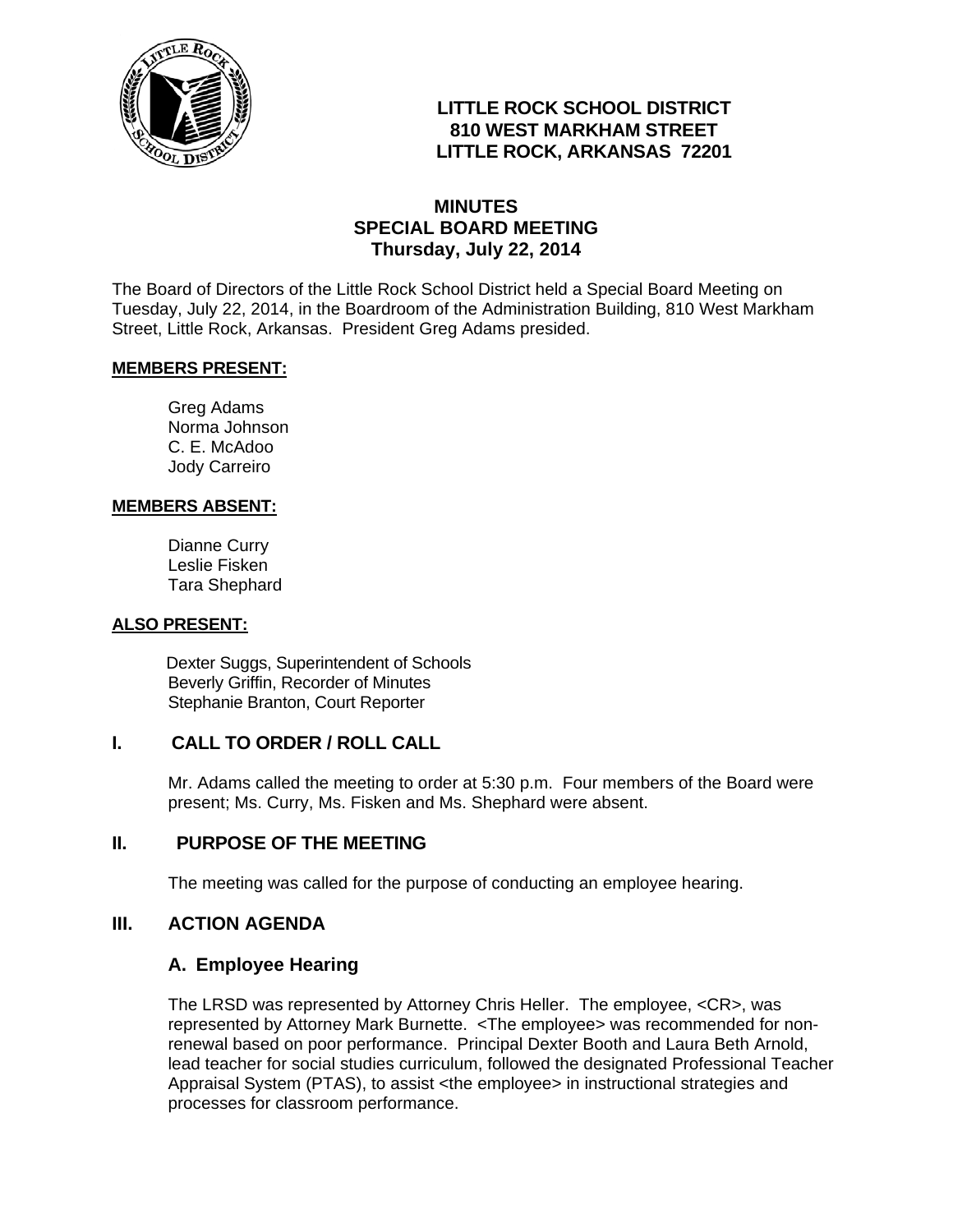**LITTLE ROCK SCHOOL DISTRICT**
**810 WEST MARKHAM STREET**
**LITTLE ROCK, ARKANSAS 72201**

# MINUTES
## SPECIAL BOARD MEETING
### Thursday, July 22, 2014

The Board of Directors of the Little Rock School District held a Special Board Meeting on Tuesday, July 22, 2014, in the Boardroom of the Administration Building, 810 West Markham Street, Little Rock, Arkansas. President Greg Adams presided.

**MEMBERS PRESENT:**

Greg Adams
Norma Johnson
C. E. McAdoo
Jody Carreiro

**MEMBERS ABSENT:**

Dianne Curry
Leslie Fisken
Tara Shephard

**ALSO PRESENT:**

Dexter Suggs, Superintendent of Schools
Beverly Griffin, Recorder of Minutes
Stephanie Branton, Court Reporter

## I. CALL TO ORDER / ROLL CALL

Mr. Adams called the meeting to order at 5:30 p.m. Four members of the Board were present; Ms. Curry, Ms. Fisken and Ms. Shephard were absent.

## II. PURPOSE OF THE MEETING

The meeting was called for the purpose of conducting an employee hearing.

## III. ACTION AGENDA

### A. Employee Hearing

The LRSD was represented by Attorney Chris Heller. The employee, <CR>, was represented by Attorney Mark Burnette. <The employee> was recommended for non-renewal based on poor performance. Principal Dexter Booth and Laura Beth Arnold, lead teacher for social studies curriculum, followed the designated Professional Teacher Appraisal System (PTAS), to assist <the employee> in instructional strategies and processes for classroom performance.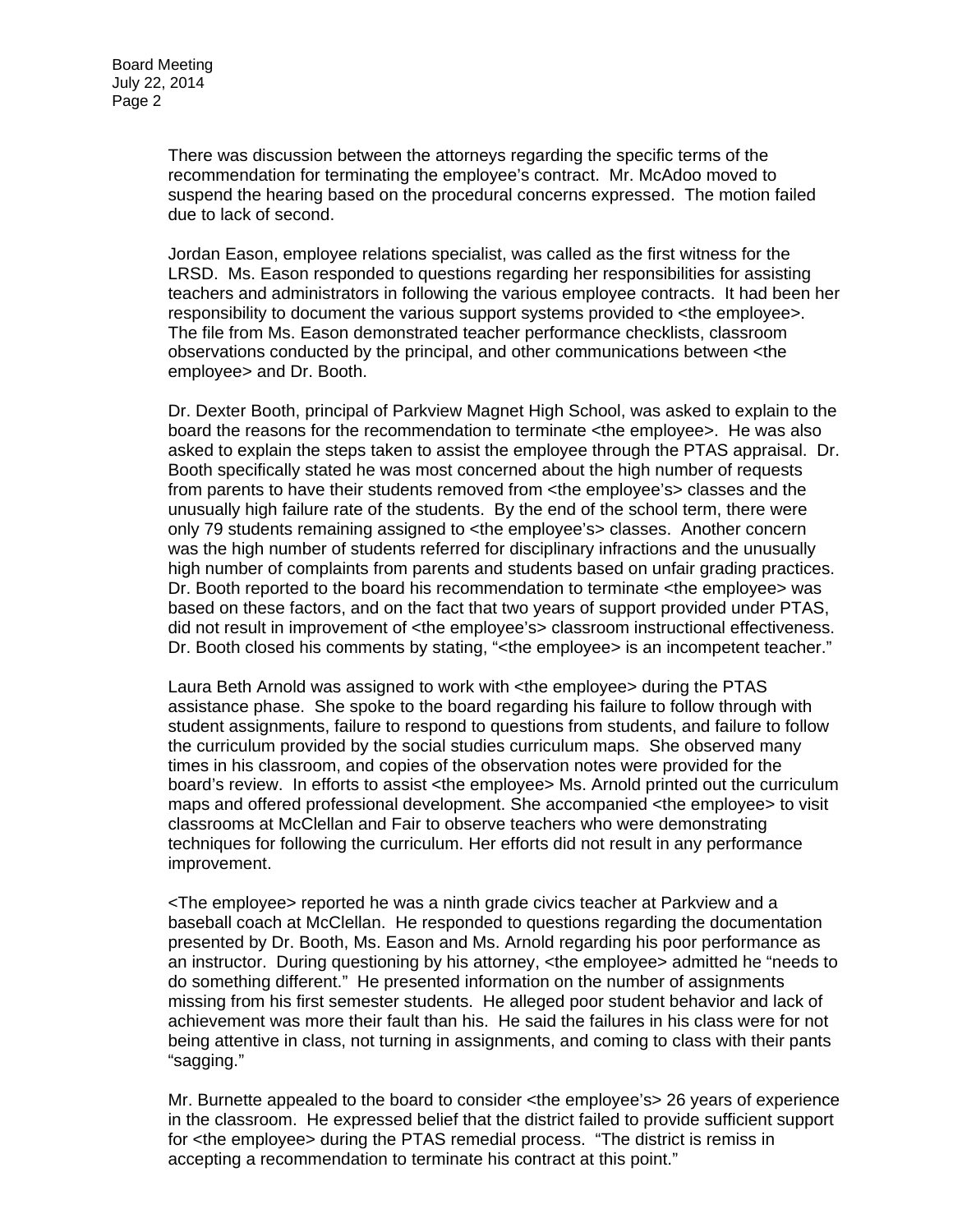There was discussion between the attorneys regarding the specific terms of the recommendation for terminating the employee's contract. Mr. McAdoo moved to suspend the hearing based on the procedural concerns expressed. The motion failed due to lack of second.

Jordan Eason, employee relations specialist, was called as the first witness for the LRSD. Ms. Eason responded to questions regarding her responsibilities for assisting teachers and administrators in following the various employee contracts. It had been her responsibility to document the various support systems provided to <the employee>. The file from Ms. Eason demonstrated teacher performance checklists, classroom observations conducted by the principal, and other communications between <the employee> and Dr. Booth.

Dr. Dexter Booth, principal of Parkview Magnet High School, was asked to explain to the board the reasons for the recommendation to terminate <the employee>. He was also asked to explain the steps taken to assist the employee through the PTAS appraisal. Dr. Booth specifically stated he was most concerned about the high number of requests from parents to have their students removed from <the employee's> classes and the unusually high failure rate of the students. By the end of the school term, there were only 79 students remaining assigned to <the employee's> classes. Another concern was the high number of students referred for disciplinary infractions and the unusually high number of complaints from parents and students based on unfair grading practices. Dr. Booth reported to the board his recommendation to terminate <the employee> was based on these factors, and on the fact that two years of support provided under PTAS, did not result in improvement of <the employee's> classroom instructional effectiveness. Dr. Booth closed his comments by stating, "<the employee> is an incompetent teacher."

Laura Beth Arnold was assigned to work with <the employee> during the PTAS assistance phase. She spoke to the board regarding his failure to follow through with student assignments, failure to respond to questions from students, and failure to follow the curriculum provided by the social studies curriculum maps. She observed many times in his classroom, and copies of the observation notes were provided for the board's review. In efforts to assist <the employee> Ms. Arnold printed out the curriculum maps and offered professional development. She accompanied <the employee> to visit classrooms at McClellan and Fair to observe teachers who were demonstrating techniques for following the curriculum. Her efforts did not result in any performance improvement.

<The employee> reported he was a ninth grade civics teacher at Parkview and a baseball coach at McClellan. He responded to questions regarding the documentation presented by Dr. Booth, Ms. Eason and Ms. Arnold regarding his poor performance as an instructor. During questioning by his attorney, <the employee> admitted he "needs to do something different." He presented information on the number of assignments missing from his first semester students. He alleged poor student behavior and lack of achievement was more their fault than his. He said the failures in his class were for not being attentive in class, not turning in assignments, and coming to class with their pants "sagging."

Mr. Burnette appealed to the board to consider <the employee's> 26 years of experience in the classroom. He expressed belief that the district failed to provide sufficient support for <the employee> during the PTAS remedial process. "The district is remiss in accepting a recommendation to terminate his contract at this point."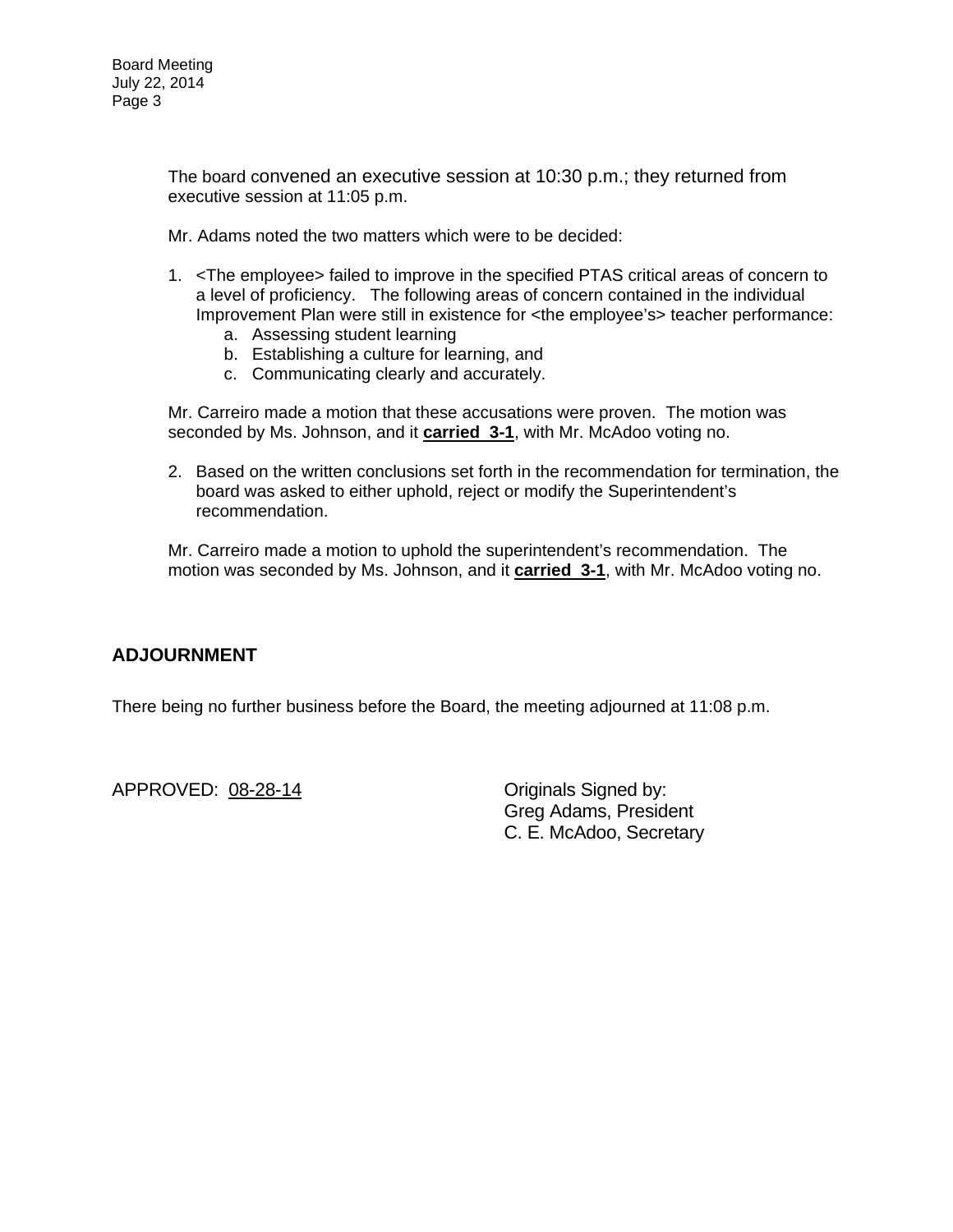The board convened an executive session at 10:30 p.m.; they returned from executive session at 11:05 p.m.

Mr. Adams noted the two matters which were to be decided:

1. <The employee> failed to improve in the specified PTAS critical areas of concern to a level of proficiency. The following areas of concern contained in the individual Improvement Plan were still in existence for <the employee's> teacher performance:
   a. Assessing student learning
   b. Establishing a culture for learning, and
   c. Communicating clearly and accurately.

Mr. Carreiro made a motion that these accusations were proven. The motion was seconded by Ms. Johnson, and it **carried 3-1**, with Mr. McAdoo voting no.

2. Based on the written conclusions set forth in the recommendation for termination, the board was asked to either uphold, reject or modify the Superintendent's recommendation.

Mr. Carreiro made a motion to uphold the superintendent's recommendation. The motion was seconded by Ms. Johnson, and it **carried 3-1**, with Mr. McAdoo voting no.

## ADJOURNMENT

There being no further business before the Board, the meeting adjourned at 11:08 p.m.

APPROVED: 08-28-14

Originals Signed by:
Greg Adams, President
C. E. McAdoo, Secretary